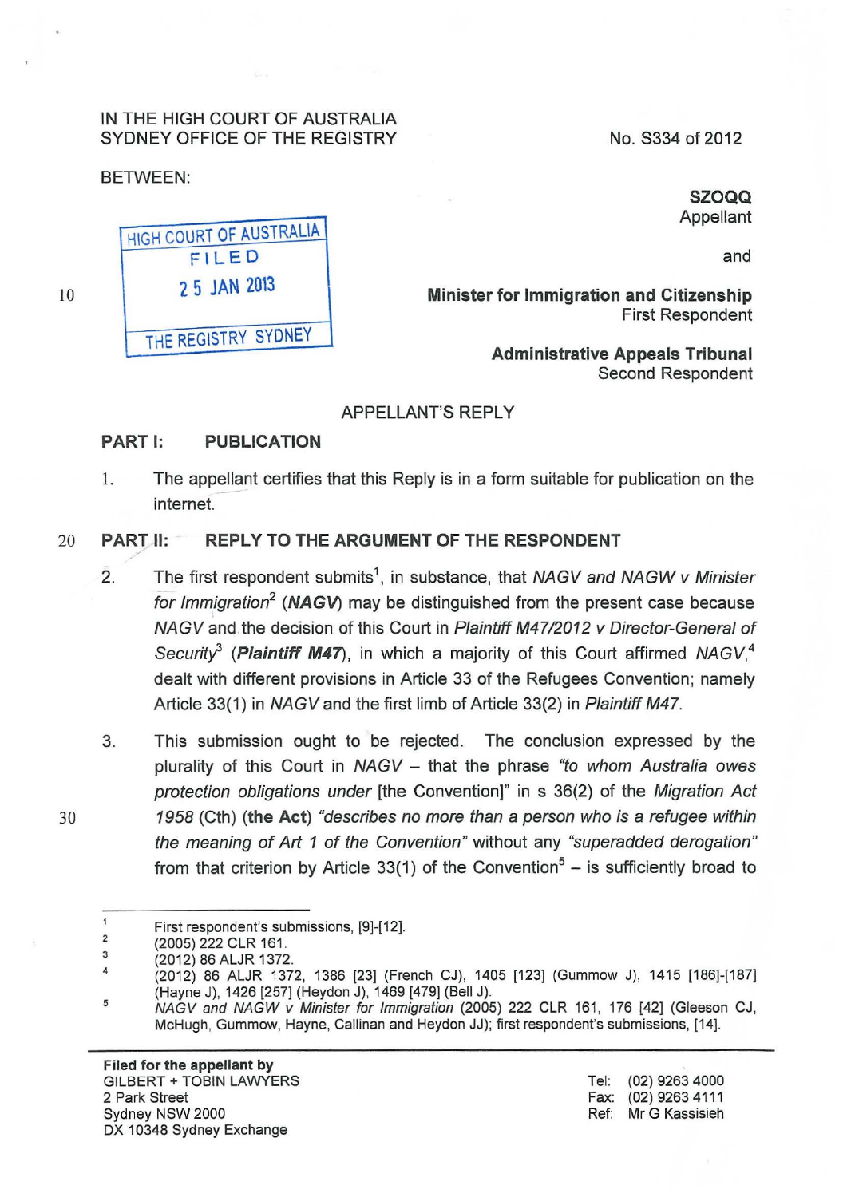IN THE HIGH COURT OF AUSTRALIA
SYDNEY OFFICE OF THE REGISTRY

No. S334 of 2012

BETWEEN:

HIGH COURT OF AUSTRALIA
FILED
25 JAN 2013
THE REGISTRY SYDNEY

**SZOQQ**
Appellant

and

**Minister for Immigration and Citizenship**
First Respondent

**Administrative Appeals Tribunal**
Second Respondent

## APPELLANT'S REPLY

### PART I: PUBLICATION

1. The appellant certifies that this Reply is in a form suitable for publication on the internet.

### PART II: REPLY TO THE ARGUMENT OF THE RESPONDENT

2. The first respondent submits[1], in substance, that *NAGV and NAGW v Minister for Immigration*[2] (***NAGV***) may be distinguished from the present case because *NAGV* and the decision of this Court in *Plaintiff M47/2012 v Director-General of Security*[3] (***Plaintiff M47***), in which a majority of this Court affirmed *NAGV*,[4] dealt with different provisions in Article 33 of the Refugees Convention; namely Article 33(1) in *NAGV* and the first limb of Article 33(2) in *Plaintiff M47*.

3. This submission ought to be rejected. The conclusion expressed by the plurality of this Court in *NAGV* – that the phrase *"to whom Australia owes protection obligations under* [the Convention]" in s 36(2) of the *Migration Act 1958* (Cth) (**the Act**) *"describes no more than a person who is a refugee within the meaning of Art 1 of the Convention"* without any *"superadded derogation"* from that criterion by Article 33(1) of the Convention[5] – is sufficiently broad to

---

[1] First respondent's submissions, [9]-[12].

[2] (2005) 222 CLR 161.

[3] (2012) 86 ALJR 1372.

[4] (2012) 86 ALJR 1372, 1386 [23] (French CJ), 1405 [123] (Gummow J), 1415 [186]-[187] (Hayne J), 1426 [257] (Heydon J), 1469 [479] (Bell J).

[5] *NAGV and NAGW v Minister for Immigration* (2005) 222 CLR 161, 176 [42] (Gleeson CJ, McHugh, Gummow, Hayne, Callinan and Heydon JJ); first respondent's submissions, [14].

**Filed for the appellant by**
GILBERT + TOBIN LAWYERS
2 Park Street
Sydney NSW 2000
DX 10348 Sydney Exchange

Tel: (02) 9263 4000
Fax: (02) 9263 4111
Ref: Mr G Kassisieh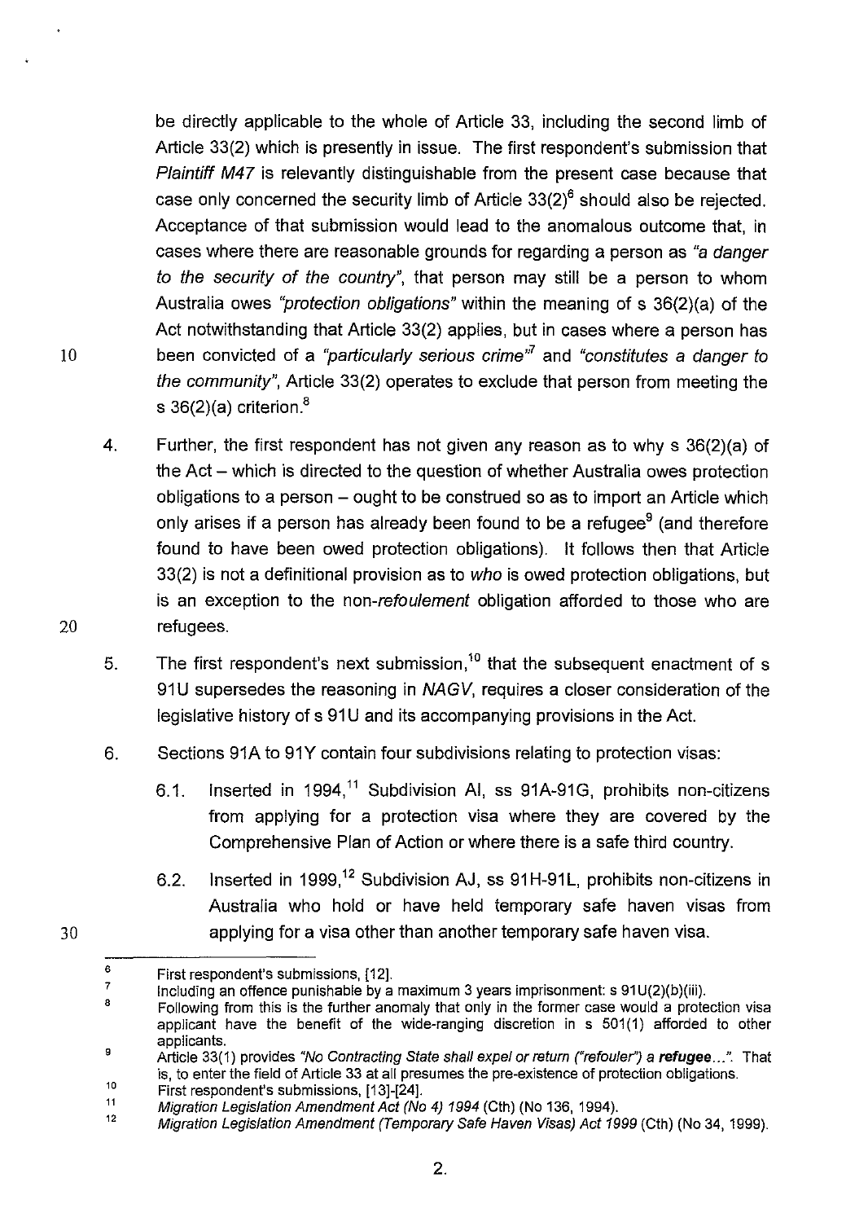be directly applicable to the whole of Article 33, including the second limb of Article 33(2) which is presently in issue. The first respondent's submission that *Plaintiff M47* is relevantly distinguishable from the present case because that case only concerned the security limb of Article 33(2)[6] should also be rejected. Acceptance of that submission would lead to the anomalous outcome that, in cases where there are reasonable grounds for regarding a person as *"a danger to the security of the country"*, that person may still be a person to whom Australia owes *"protection obligations"* within the meaning of s 36(2)(a) of the Act notwithstanding that Article 33(2) applies, but in cases where a person has been convicted of a *"particularly serious crime"*[7] and *"constitutes a danger to the community"*, Article 33(2) operates to exclude that person from meeting the s 36(2)(a) criterion.[8]

4. Further, the first respondent has not given any reason as to why s 36(2)(a) of the Act – which is directed to the question of whether Australia owes protection obligations to a person – ought to be construed so as to import an Article which only arises if a person has already been found to be a refugee[9] (and therefore found to have been owed protection obligations). It follows then that Article 33(2) is not a definitional provision as to *who* is owed protection obligations, but is an exception to the non-*refoulement* obligation afforded to those who are refugees.

5. The first respondent's next submission,[10] that the subsequent enactment of s 91U supersedes the reasoning in *NAGV*, requires a closer consideration of the legislative history of s 91U and its accompanying provisions in the Act.

6. Sections 91A to 91Y contain four subdivisions relating to protection visas:

   6.1. Inserted in 1994,[11] Subdivision AI, ss 91A-91G, prohibits non-citizens from applying for a protection visa where they are covered by the Comprehensive Plan of Action or where there is a safe third country.

   6.2. Inserted in 1999,[12] Subdivision AJ, ss 91H-91L, prohibits non-citizens in Australia who hold or have held temporary safe haven visas from applying for a visa other than another temporary safe haven visa.

---

[6] First respondent's submissions, [12].

[7] Including an offence punishable by a maximum 3 years imprisonment: s 91U(2)(b)(iii).

[8] Following from this is the further anomaly that only in the former case would a protection visa applicant have the benefit of the wide-ranging discretion in s 501(1) afforded to other applicants.

[9] Article 33(1) provides *"No Contracting State shall expel or return ("refouler") a* ***refugee****..."*. That is, to enter the field of Article 33 at all presumes the pre-existence of protection obligations.

[10] First respondent's submissions, [13]-[24].

[11] *Migration Legislation Amendment Act (No 4) 1994* (Cth) (No 136, 1994).

[12] *Migration Legislation Amendment (Temporary Safe Haven Visas) Act 1999* (Cth) (No 34, 1999).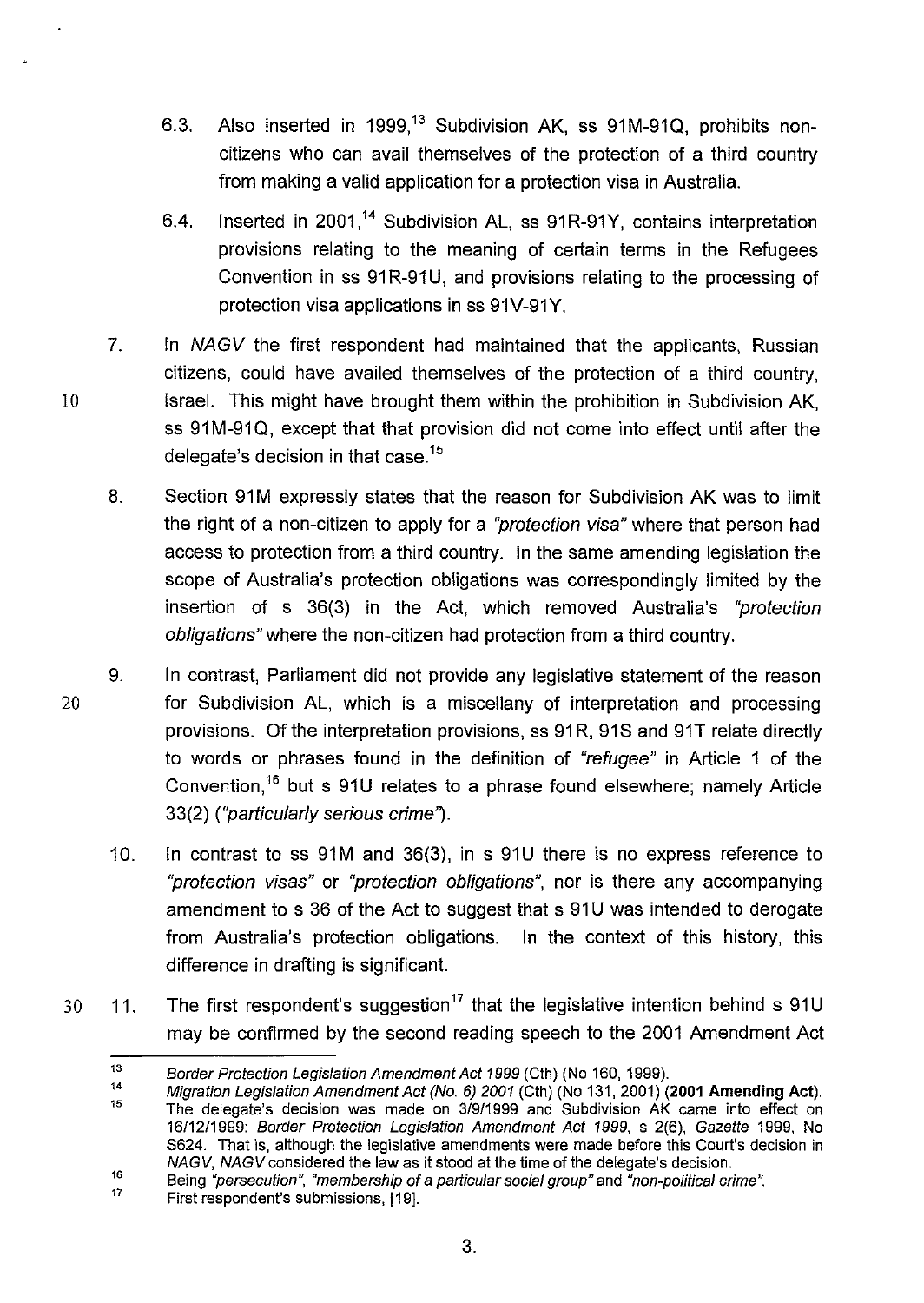6.3. Also inserted in 1999,[13] Subdivision AK, ss 91M-91Q, prohibits non-citizens who can avail themselves of the protection of a third country from making a valid application for a protection visa in Australia.

6.4. Inserted in 2001,[14] Subdivision AL, ss 91R-91Y, contains interpretation provisions relating to the meaning of certain terms in the Refugees Convention in ss 91R-91U, and provisions relating to the processing of protection visa applications in ss 91V-91Y.

7. In *NAGV* the first respondent had maintained that the applicants, Russian citizens, could have availed themselves of the protection of a third country, Israel. This might have brought them within the prohibition in Subdivision AK, ss 91M-91Q, except that that provision did not come into effect until after the delegate's decision in that case.[15]

8. Section 91M expressly states that the reason for Subdivision AK was to limit the right of a non-citizen to apply for a *"protection visa"* where that person had access to protection from a third country. In the same amending legislation the scope of Australia's protection obligations was correspondingly limited by the insertion of s 36(3) in the Act, which removed Australia's *"protection obligations"* where the non-citizen had protection from a third country.

9. In contrast, Parliament did not provide any legislative statement of the reason for Subdivision AL, which is a miscellany of interpretation and processing provisions. Of the interpretation provisions, ss 91R, 91S and 91T relate directly to words or phrases found in the definition of *"refugee"* in Article 1 of the Convention,[16] but s 91U relates to a phrase found elsewhere; namely Article 33(2) (*"particularly serious crime"*).

10. In contrast to ss 91M and 36(3), in s 91U there is no express reference to *"protection visas"* or *"protection obligations"*, nor is there any accompanying amendment to s 36 of the Act to suggest that s 91U was intended to derogate from Australia's protection obligations. In the context of this history, this difference in drafting is significant.

11. The first respondent's suggestion[17] that the legislative intention behind s 91U may be confirmed by the second reading speech to the 2001 Amendment Act

---

[13] *Border Protection Legislation Amendment Act 1999* (Cth) (No 160, 1999).

[14] *Migration Legislation Amendment Act (No. 6) 2001* (Cth) (No 131, 2001) (**2001 Amending Act**).

[15] The delegate's decision was made on 3/9/1999 and Subdivision AK came into effect on 16/12/1999: *Border Protection Legislation Amendment Act 1999*, s 2(6), *Gazette* 1999, No S624. That is, although the legislative amendments were made before this Court's decision in *NAGV*, *NAGV* considered the law as it stood at the time of the delegate's decision.

[16] Being *"persecution"*, *"membership of a particular social group"* and *"non-political crime"*.

[17] First respondent's submissions, [19].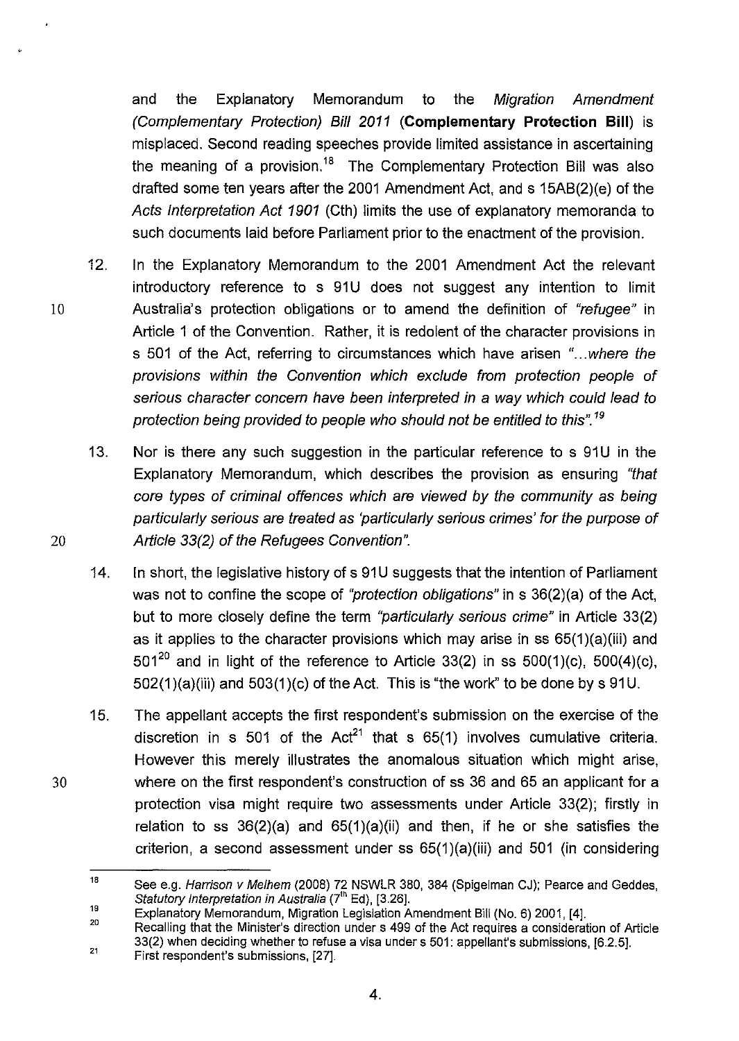and the Explanatory Memorandum to the *Migration Amendment (Complementary Protection) Bill 2011* (**Complementary Protection Bill**) is misplaced. Second reading speeches provide limited assistance in ascertaining the meaning of a provision.[18] The Complementary Protection Bill was also drafted some ten years after the 2001 Amendment Act, and s 15AB(2)(e) of the *Acts Interpretation Act 1901* (Cth) limits the use of explanatory memoranda to such documents laid before Parliament prior to the enactment of the provision.

12. In the Explanatory Memorandum to the 2001 Amendment Act the relevant introductory reference to s 91U does not suggest any intention to limit Australia's protection obligations or to amend the definition of *"refugee"* in Article 1 of the Convention. Rather, it is redolent of the character provisions in s 501 of the Act, referring to circumstances which have arisen *"...where the provisions within the Convention which exclude from protection people of serious character concern have been interpreted in a way which could lead to protection being provided to people who should not be entitled to this".*[19]

13. Nor is there any such suggestion in the particular reference to s 91U in the Explanatory Memorandum, which describes the provision as ensuring *"that core types of criminal offences which are viewed by the community as being particularly serious are treated as 'particularly serious crimes' for the purpose of Article 33(2) of the Refugees Convention".*

14. In short, the legislative history of s 91U suggests that the intention of Parliament was not to confine the scope of *"protection obligations"* in s 36(2)(a) of the Act, but to more closely define the term *"particularly serious crime"* in Article 33(2) as it applies to the character provisions which may arise in ss 65(1)(a)(iii) and 501[20] and in light of the reference to Article 33(2) in ss 500(1)(c), 500(4)(c), 502(1)(a)(iii) and 503(1)(c) of the Act. This is "the work" to be done by s 91U.

15. The appellant accepts the first respondent's submission on the exercise of the discretion in s 501 of the Act[21] that s 65(1) involves cumulative criteria. However this merely illustrates the anomalous situation which might arise, where on the first respondent's construction of ss 36 and 65 an applicant for a protection visa might require two assessments under Article 33(2); firstly in relation to ss 36(2)(a) and 65(1)(a)(ii) and then, if he or she satisfies the criterion, a second assessment under ss 65(1)(a)(iii) and 501 (in considering

---

[18] See e.g. *Harrison v Melhem* (2008) 72 NSWLR 380, 384 (Spigelman CJ); Pearce and Geddes, *Statutory Interpretation in Australia* (7th Ed), [3.26].

[19] Explanatory Memorandum, Migration Legislation Amendment Bill (No. 6) 2001, [4].

[20] Recalling that the Minister's direction under s 499 of the Act requires a consideration of Article 33(2) when deciding whether to refuse a visa under s 501: appellant's submissions, [6.2.5].

[21] First respondent's submissions, [27].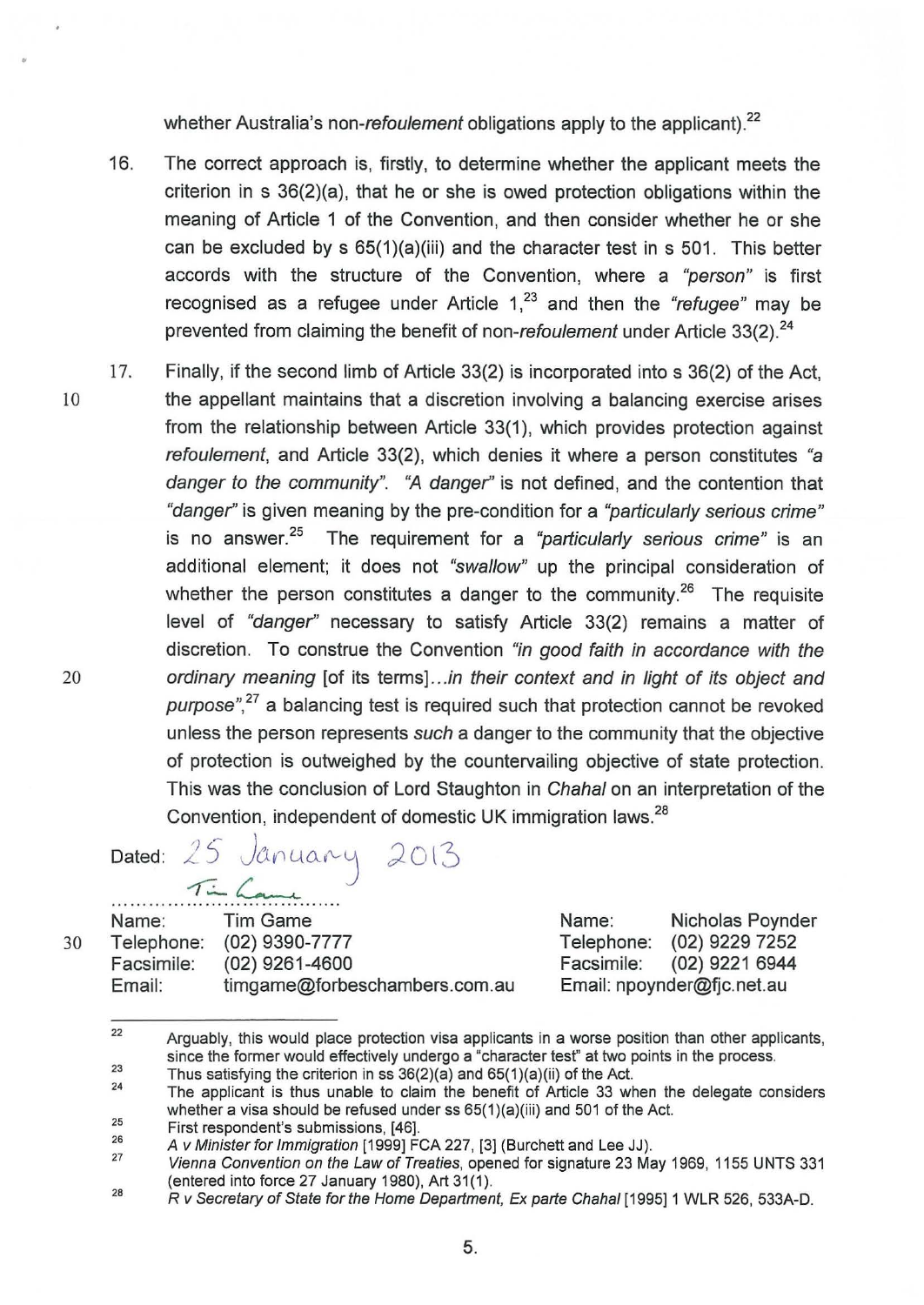whether Australia's non-*refoulement* obligations apply to the applicant).[22]

16. The correct approach is, firstly, to determine whether the applicant meets the criterion in s 36(2)(a), that he or she is owed protection obligations within the meaning of Article 1 of the Convention, and then consider whether he or she can be excluded by s 65(1)(a)(iii) and the character test in s 501. This better accords with the structure of the Convention, where a *"person"* is first recognised as a refugee under Article 1,[23] and then the *"refugee"* may be prevented from claiming the benefit of non-*refoulement* under Article 33(2).[24]

17. Finally, if the second limb of Article 33(2) is incorporated into s 36(2) of the Act, the appellant maintains that a discretion involving a balancing exercise arises from the relationship between Article 33(1), which provides protection against *refoulement*, and Article 33(2), which denies it where a person constitutes *"a danger to the community"*. *"A danger"* is not defined, and the contention that *"danger"* is given meaning by the pre-condition for a *"particularly serious crime"* is no answer.[25] The requirement for a *"particularly serious crime"* is an additional element; it does not *"swallow"* up the principal consideration of whether the person constitutes a danger to the community.[26] The requisite level of *"danger"* necessary to satisfy Article 33(2) remains a matter of discretion. To construe the Convention *"in good faith in accordance with the ordinary meaning* [of its terms]*...in their context and in light of its object and purpose"*,[27] a balancing test is required such that protection cannot be revoked unless the person represents *such* a danger to the community that the objective of protection is outweighed by the countervailing objective of state protection. This was the conclusion of Lord Staughton in *Chahal* on an interpretation of the Convention, independent of domestic UK immigration laws.[28]

Dated: 25 January 2013

| | | | |
|---|---|---|---|
| Name: | Tim Game | Name: | Nicholas Poynder |
| Telephone: | (02) 9390-7777 | Telephone: | (02) 9229 7252 |
| Facsimile: | (02) 9261-4600 | Facsimile: | (02) 9221 6944 |
| Email: | timgame@forbeschambers.com.au | Email: | npoynder@fjc.net.au |

---

[22] Arguably, this would place protection visa applicants in a worse position than other applicants, since the former would effectively undergo a "character test" at two points in the process.

[23] Thus satisfying the criterion in ss 36(2)(a) and 65(1)(a)(ii) of the Act.

[24] The applicant is thus unable to claim the benefit of Article 33 when the delegate considers whether a visa should be refused under ss 65(1)(a)(iii) and 501 of the Act.

[25] First respondent's submissions, [46].

[26] *A v Minister for Immigration* [1999] FCA 227, [3] (Burchett and Lee JJ).

[27] *Vienna Convention on the Law of Treaties*, opened for signature 23 May 1969, 1155 UNTS 331 (entered into force 27 January 1980), Art 31(1).

[28] *R v Secretary of State for the Home Department, Ex parte Chahal* [1995] 1 WLR 526, 533A-D.